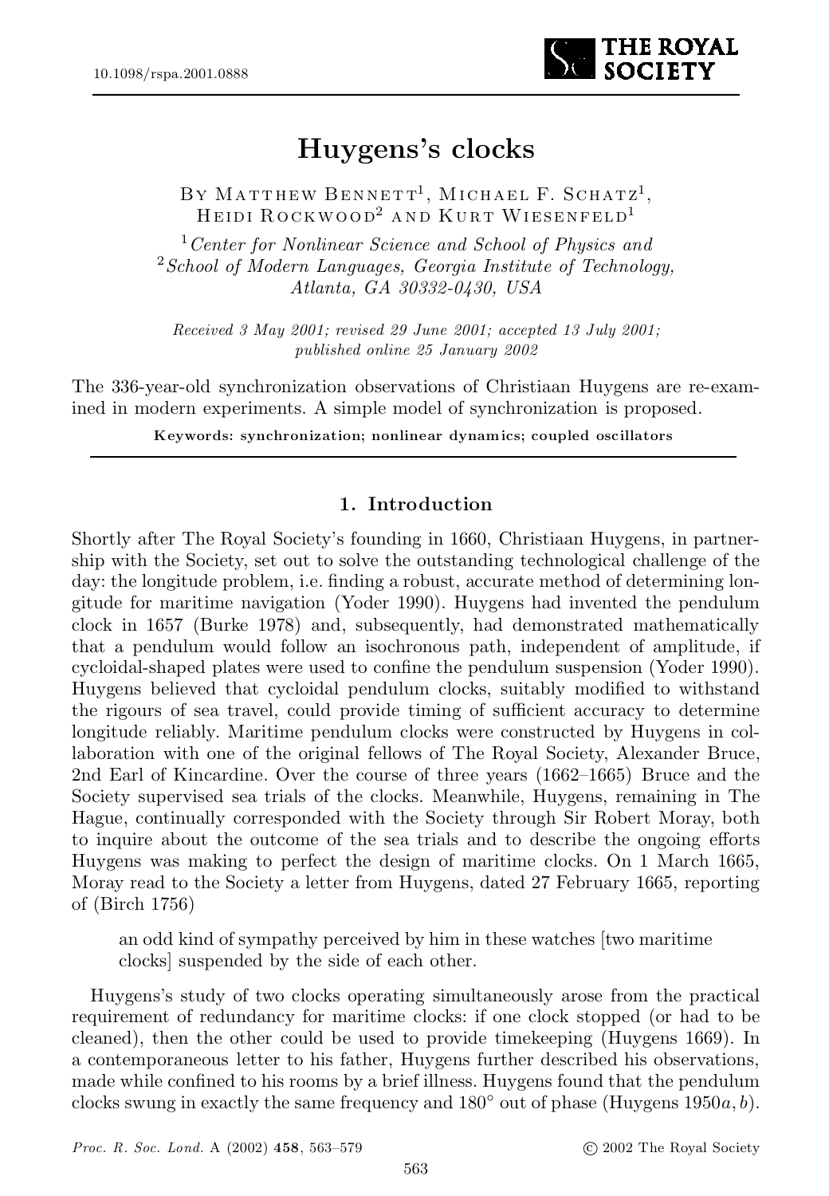10.1098/rspa.2001.0888

# Huygens's clocks

By Matthew Bennett[1], Michael F. Schatz[1], Heidi Rockwood[2] and Kurt Wiesenfeld[1]

[1] *Center for Nonlinear Science and School of Physics and* [2] *School of Modern Languages, Georgia Institute of Technology, Atlanta, GA 30332-0430, USA*

*Received 3 May 2001; revised 29 June 2001; accepted 13 July 2001; published online 25 January 2002*

The 336-year-old synchronization observations of Christiaan Huygens are re-examined in modern experiments. A simple model of synchronization is proposed.

**Keywords: synchronization; nonlinear dynamics; coupled oscillators**

## 1. Introduction

Shortly after The Royal Society's founding in 1660, Christiaan Huygens, in partnership with the Society, set out to solve the outstanding technological challenge of the day: the longitude problem, i.e. finding a robust, accurate method of determining longitude for maritime navigation (Yoder 1990). Huygens had invented the pendulum clock in 1657 (Burke 1978) and, subsequently, had demonstrated mathematically that a pendulum would follow an isochronous path, independent of amplitude, if cycloidal-shaped plates were used to confine the pendulum suspension (Yoder 1990). Huygens believed that cycloidal pendulum clocks, suitably modified to withstand the rigours of sea travel, could provide timing of sufficient accuracy to determine longitude reliably. Maritime pendulum clocks were constructed by Huygens in collaboration with one of the original fellows of The Royal Society, Alexander Bruce, 2nd Earl of Kincardine. Over the course of three years (1662–1665) Bruce and the Society supervised sea trials of the clocks. Meanwhile, Huygens, remaining in The Hague, continually corresponded with the Society through Sir Robert Moray, both to inquire about the outcome of the sea trials and to describe the ongoing efforts Huygens was making to perfect the design of maritime clocks. On 1 March 1665, Moray read to the Society a letter from Huygens, dated 27 February 1665, reporting of (Birch 1756)

> an odd kind of sympathy perceived by him in these watches [two maritime clocks] suspended by the side of each other.

Huygens's study of two clocks operating simultaneously arose from the practical requirement of redundancy for maritime clocks: if one clock stopped (or had to be cleaned), then the other could be used to provide timekeeping (Huygens 1669). In a contemporaneous letter to his father, Huygens further described his observations, made while confined to his rooms by a brief illness. Huygens found that the pendulum clocks swung in exactly the same frequency and 180° out of phase (Huygens 1950*a*, *b*).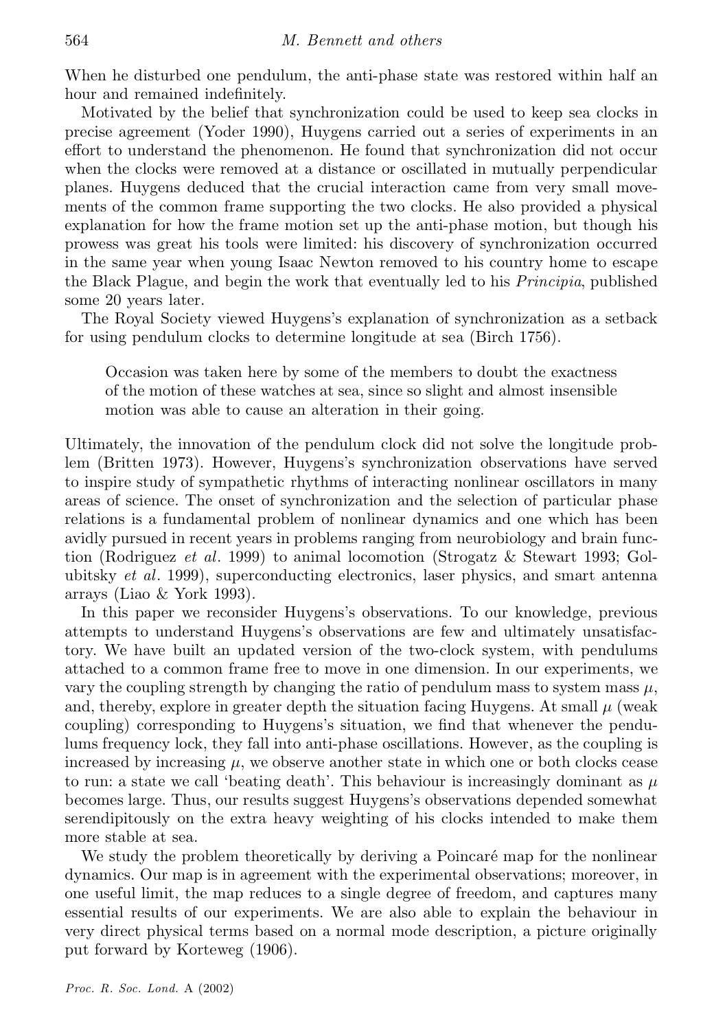When he disturbed one pendulum, the anti-phase state was restored within half an hour and remained indefinitely.

Motivated by the belief that synchronization could be used to keep sea clocks in precise agreement (Yoder 1990), Huygens carried out a series of experiments in an effort to understand the phenomenon. He found that synchronization did not occur when the clocks were removed at a distance or oscillated in mutually perpendicular planes. Huygens deduced that the crucial interaction came from very small movements of the common frame supporting the two clocks. He also provided a physical explanation for how the frame motion set up the anti-phase motion, but though his prowess was great his tools were limited: his discovery of synchronization occurred in the same year when young Isaac Newton removed to his country home to escape the Black Plague, and begin the work that eventually led to his *Principia*, published some 20 years later.

The Royal Society viewed Huygens's explanation of synchronization as a setback for using pendulum clocks to determine longitude at sea (Birch 1756).

> Occasion was taken here by some of the members to doubt the exactness of the motion of these watches at sea, since so slight and almost insensible motion was able to cause an alteration in their going.

Ultimately, the innovation of the pendulum clock did not solve the longitude problem (Britten 1973). However, Huygens's synchronization observations have served to inspire study of sympathetic rhythms of interacting nonlinear oscillators in many areas of science. The onset of synchronization and the selection of particular phase relations is a fundamental problem of nonlinear dynamics and one which has been avidly pursued in recent years in problems ranging from neurobiology and brain function (Rodriguez *et al*. 1999) to animal locomotion (Strogatz & Stewart 1993; Golubitsky *et al*. 1999), superconducting electronics, laser physics, and smart antenna arrays (Liao & York 1993).

In this paper we reconsider Huygens's observations. To our knowledge, previous attempts to understand Huygens's observations are few and ultimately unsatisfactory. We have built an updated version of the two-clock system, with pendulums attached to a common frame free to move in one dimension. In our experiments, we vary the coupling strength by changing the ratio of pendulum mass to system mass $\mu$, and, thereby, explore in greater depth the situation facing Huygens. At small $\mu$ (weak coupling) corresponding to Huygens's situation, we find that whenever the pendulums frequency lock, they fall into anti-phase oscillations. However, as the coupling is increased by increasing $\mu$, we observe another state in which one or both clocks cease to run: a state we call 'beating death'. This behaviour is increasingly dominant as $\mu$ becomes large. Thus, our results suggest Huygens's observations depended somewhat serendipitously on the extra heavy weighting of his clocks intended to make them more stable at sea.

We study the problem theoretically by deriving a Poincaré map for the nonlinear dynamics. Our map is in agreement with the experimental observations; moreover, in one useful limit, the map reduces to a single degree of freedom, and captures many essential results of our experiments. We are also able to explain the behaviour in very direct physical terms based on a normal mode description, a picture originally put forward by Korteweg (1906).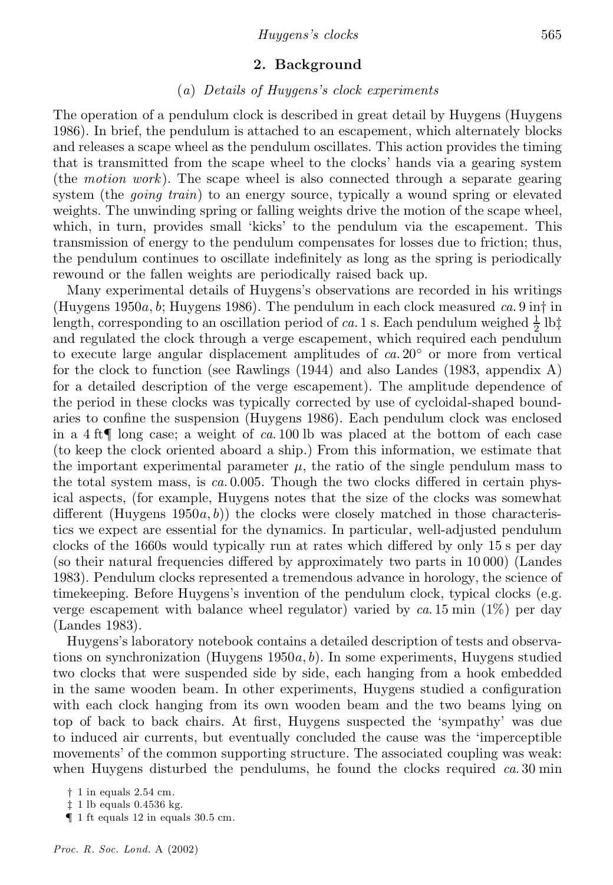## 2. Background

### (a) *Details of Huygens's clock experiments*

The operation of a pendulum clock is described in great detail by Huygens (Huygens 1986). In brief, the pendulum is attached to an escapement, which alternately blocks and releases a scape wheel as the pendulum oscillates. This action provides the timing that is transmitted from the scape wheel to the clocks' hands via a gearing system (the *motion work*). The scape wheel is also connected through a separate gearing system (the *going train*) to an energy source, typically a wound spring or elevated weights. The unwinding spring or falling weights drive the motion of the scape wheel, which, in turn, provides small 'kicks' to the pendulum via the escapement. This transmission of energy to the pendulum compensates for losses due to friction; thus, the pendulum continues to oscillate indefinitely as long as the spring is periodically rewound or the fallen weights are periodically raised back up.

Many experimental details of Huygens's observations are recorded in his writings (Huygens 1950*a*, *b*; Huygens 1986). The pendulum in each clock measured *ca.* 9 in† in length, corresponding to an oscillation period of *ca.* 1 s. Each pendulum weighed $\frac{1}{2}$ lb‡ and regulated the clock through a verge escapement, which required each pendulum to execute large angular displacement amplitudes of *ca.* 20° or more from vertical for the clock to function (see Rawlings (1944) and also Landes (1983, appendix A) for a detailed description of the verge escapement). The amplitude dependence of the period in these clocks was typically corrected by use of cycloidal-shaped boundaries to confine the suspension (Huygens 1986). Each pendulum clock was enclosed in a 4 ft¶ long case; a weight of *ca.* 100 lb was placed at the bottom of each case (to keep the clock oriented aboard a ship.) From this information, we estimate that the important experimental parameter $\mu$, the ratio of the single pendulum mass to the total system mass, is *ca.* 0.005. Though the two clocks differed in certain physical aspects, (for example, Huygens notes that the size of the clocks was somewhat different (Huygens 1950*a*, *b*)) the clocks were closely matched in those characteristics we expect are essential for the dynamics. In particular, well-adjusted pendulum clocks of the 1660s would typically run at rates which differed by only 15 s per day (so their natural frequencies differed by approximately two parts in 10 000) (Landes 1983). Pendulum clocks represented a tremendous advance in horology, the science of timekeeping. Before Huygens's invention of the pendulum clock, typical clocks (e.g. verge escapement with balance wheel regulator) varied by *ca.* 15 min (1%) per day (Landes 1983).

Huygens's laboratory notebook contains a detailed description of tests and observations on synchronization (Huygens 1950*a*, *b*). In some experiments, Huygens studied two clocks that were suspended side by side, each hanging from a hook embedded in the same wooden beam. In other experiments, Huygens studied a configuration with each clock hanging from its own wooden beam and the two beams lying on top of back to back chairs. At first, Huygens suspected the 'sympathy' was due to induced air currents, but eventually concluded the cause was the 'imperceptible movements' of the common supporting structure. The associated coupling was weak: when Huygens disturbed the pendulums, he found the clocks required *ca.* 30 min

† 1 in equals 2.54 cm.
‡ 1 lb equals 0.4536 kg.
¶ 1 ft equals 12 in equals 30.5 cm.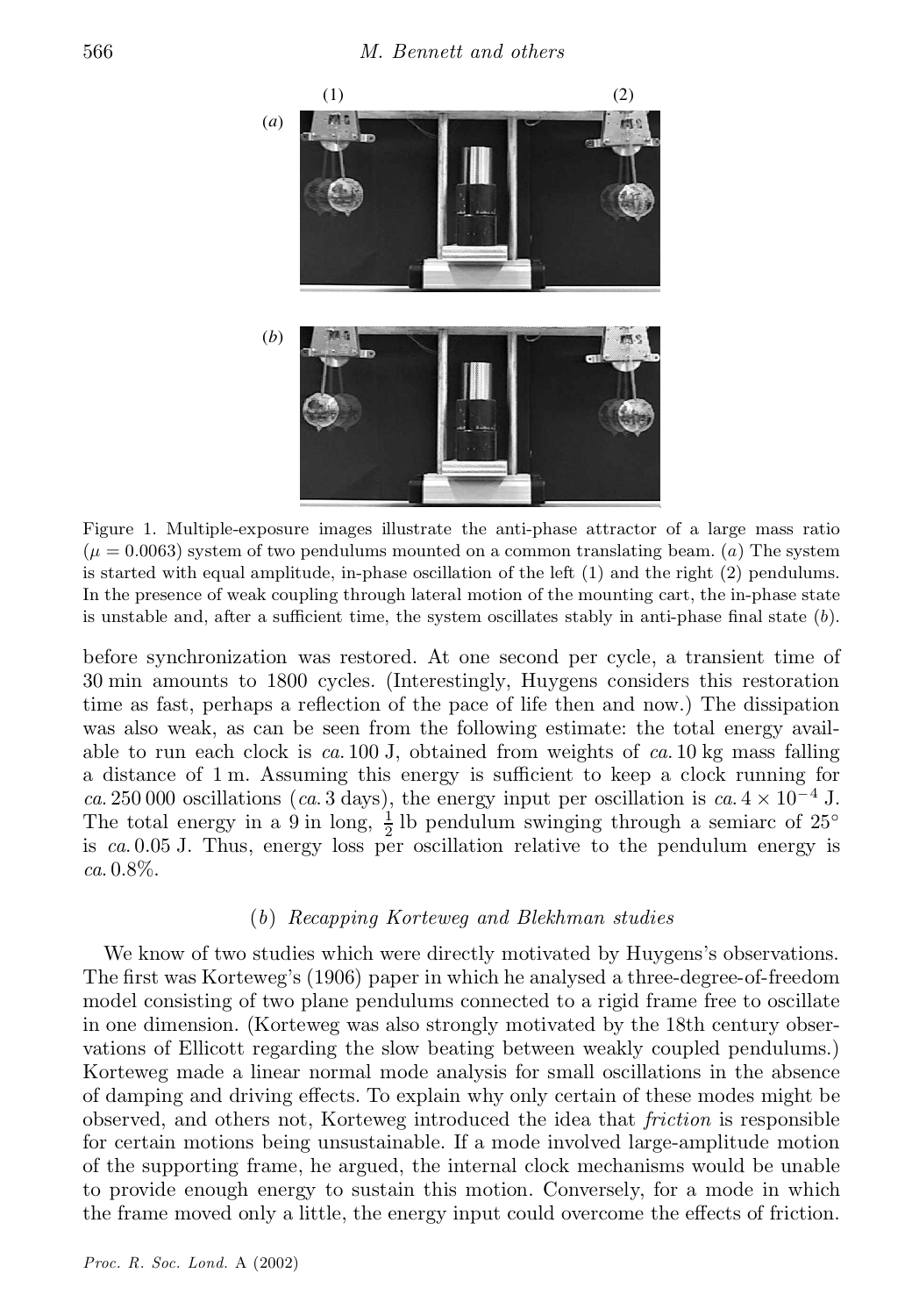Figure 1. Multiple-exposure images illustrate the anti-phase attractor of a large mass ratio ($\mu = 0.0063$) system of two pendulums mounted on a common translating beam. (*a*) The system is started with equal amplitude, in-phase oscillation of the left (1) and the right (2) pendulums. In the presence of weak coupling through lateral motion of the mounting cart, the in-phase state is unstable and, after a sufficient time, the system oscillates stably in anti-phase final state (*b*).

before synchronization was restored. At one second per cycle, a transient time of 30 min amounts to 1800 cycles. (Interestingly, Huygens considers this restoration time as fast, perhaps a reflection of the pace of life then and now.) The dissipation was also weak, as can be seen from the following estimate: the total energy available to run each clock is *ca.* 100 J, obtained from weights of *ca.* 10 kg mass falling a distance of 1 m. Assuming this energy is sufficient to keep a clock running for *ca.* 250 000 oscillations (*ca.* 3 days), the energy input per oscillation is *ca.* $4 \times 10^{-4}$ J. The total energy in a 9 in long, $\frac{1}{2}$ lb pendulum swinging through a semiarc of 25° is *ca.* 0.05 J. Thus, energy loss per oscillation relative to the pendulum energy is *ca.* 0.8%.

### (*b*) *Recapping Korteweg and Blekhman studies*

We know of two studies which were directly motivated by Huygens's observations. The first was Korteweg's (1906) paper in which he analysed a three-degree-of-freedom model consisting of two plane pendulums connected to a rigid frame free to oscillate in one dimension. (Korteweg was also strongly motivated by the 18th century observations of Ellicott regarding the slow beating between weakly coupled pendulums.) Korteweg made a linear normal mode analysis for small oscillations in the absence of damping and driving effects. To explain why only certain of these modes might be observed, and others not, Korteweg introduced the idea that *friction* is responsible for certain motions being unsustainable. If a mode involved large-amplitude motion of the supporting frame, he argued, the internal clock mechanisms would be unable to provide enough energy to sustain this motion. Conversely, for a mode in which the frame moved only a little, the energy input could overcome the effects of friction.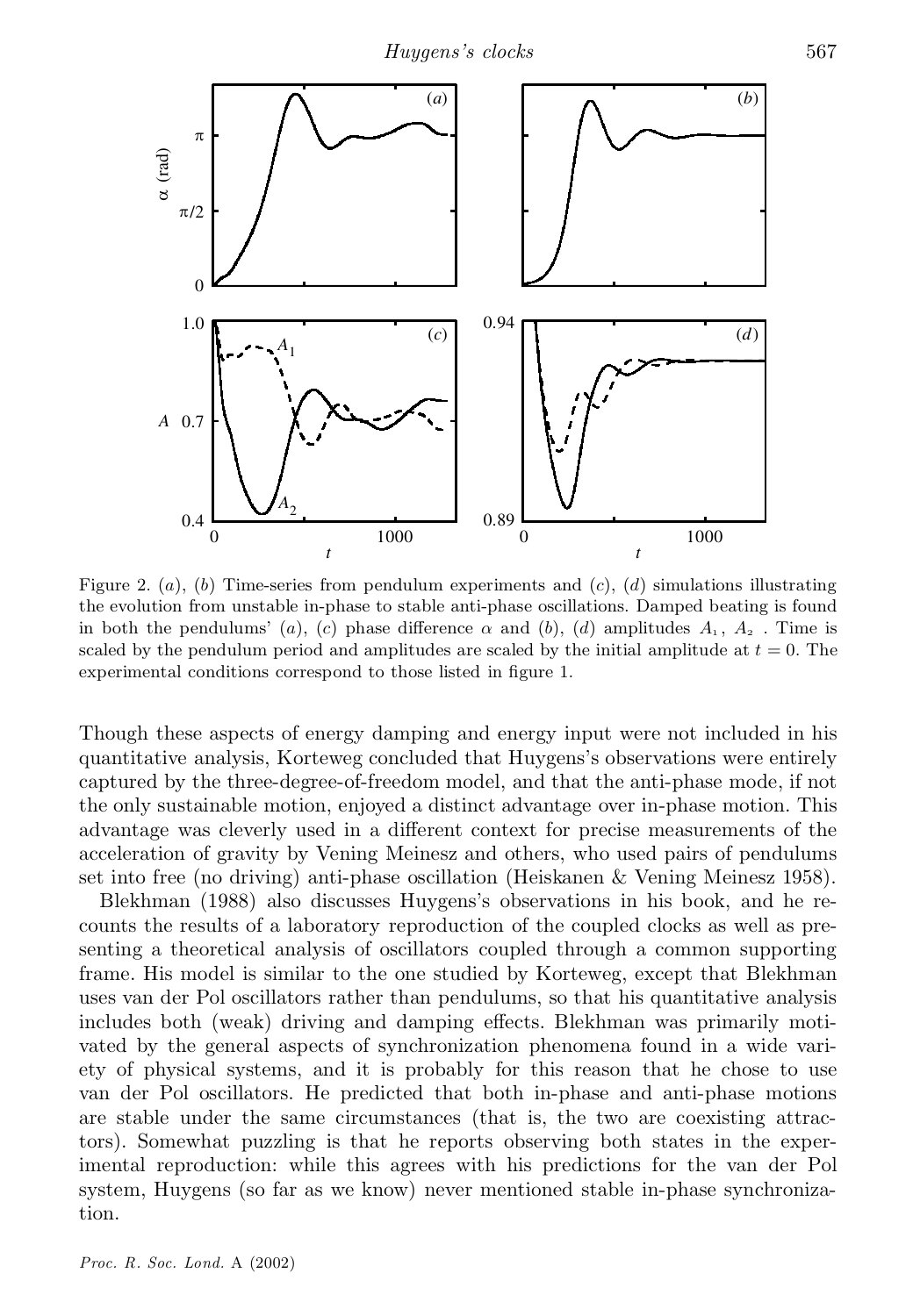Figure 2. (*a*), (*b*) Time-series from pendulum experiments and (*c*), (*d*) simulations illustrating the evolution from unstable in-phase to stable anti-phase oscillations. Damped beating is found in both the pendulums' (*a*), (*c*) phase difference $\alpha$ and (*b*), (*d*) amplitudes $A_1$, $A_2$. Time is scaled by the pendulum period and amplitudes are scaled by the initial amplitude at $t = 0$. The experimental conditions correspond to those listed in figure 1.

Though these aspects of energy damping and energy input were not included in his quantitative analysis, Korteweg concluded that Huygens's observations were entirely captured by the three-degree-of-freedom model, and that the anti-phase mode, if not the only sustainable motion, enjoyed a distinct advantage over in-phase motion. This advantage was cleverly used in a different context for precise measurements of the acceleration of gravity by Vening Meinesz and others, who used pairs of pendulums set into free (no driving) anti-phase oscillation (Heiskanen & Vening Meinesz 1958).

Blekhman (1988) also discusses Huygens's observations in his book, and he recounts the results of a laboratory reproduction of the coupled clocks as well as presenting a theoretical analysis of oscillators coupled through a common supporting frame. His model is similar to the one studied by Korteweg, except that Blekhman uses van der Pol oscillators rather than pendulums, so that his quantitative analysis includes both (weak) driving and damping effects. Blekhman was primarily motivated by the general aspects of synchronization phenomena found in a wide variety of physical systems, and it is probably for this reason that he chose to use van der Pol oscillators. He predicted that both in-phase and anti-phase motions are stable under the same circumstances (that is, the two are coexisting attractors). Somewhat puzzling is that he reports observing both states in the experimental reproduction: while this agrees with his predictions for the van der Pol system, Huygens (so far as we know) never mentioned stable in-phase synchronization.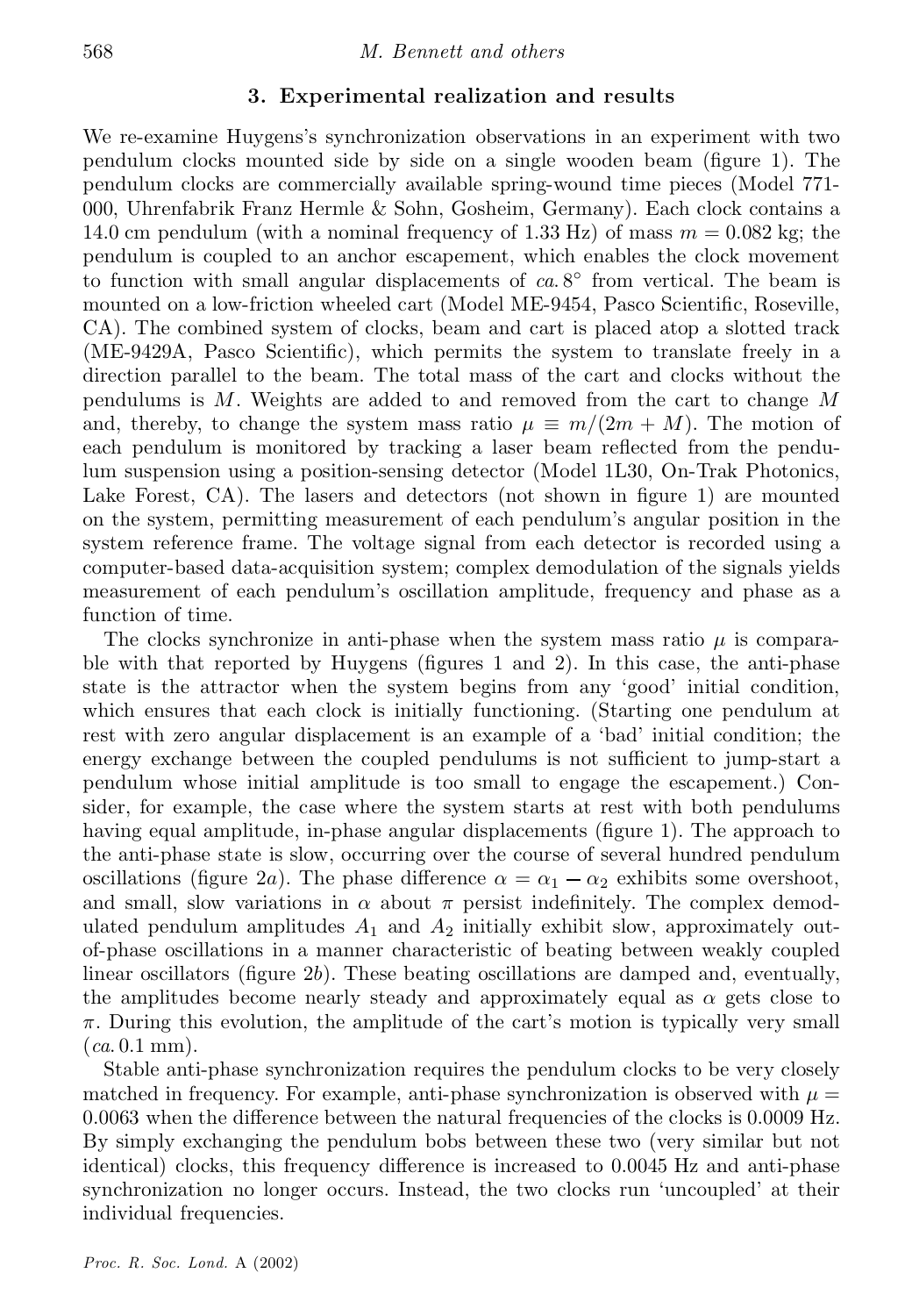## 3. Experimental realization and results

We re-examine Huygens's synchronization observations in an experiment with two pendulum clocks mounted side by side on a single wooden beam (figure 1). The pendulum clocks are commercially available spring-wound time pieces (Model 771-000, Uhrenfabrik Franz Hermle & Sohn, Gosheim, Germany). Each clock contains a 14.0 cm pendulum (with a nominal frequency of 1.33 Hz) of mass $m = 0.082$ kg; the pendulum is coupled to an anchor escapement, which enables the clock movement to function with small angular displacements of *ca.* $8^\circ$ from vertical. The beam is mounted on a low-friction wheeled cart (Model ME-9454, Pasco Scientific, Roseville, CA). The combined system of clocks, beam and cart is placed atop a slotted track (ME-9429A, Pasco Scientific), which permits the system to translate freely in a direction parallel to the beam. The total mass of the cart and clocks without the pendulums is $M$. Weights are added to and removed from the cart to change $M$ and, thereby, to change the system mass ratio $\mu \equiv m/(2m + M)$. The motion of each pendulum is monitored by tracking a laser beam reflected from the pendulum suspension using a position-sensing detector (Model 1L30, On-Trak Photonics, Lake Forest, CA). The lasers and detectors (not shown in figure 1) are mounted on the system, permitting measurement of each pendulum's angular position in the system reference frame. The voltage signal from each detector is recorded using a computer-based data-acquisition system; complex demodulation of the signals yields measurement of each pendulum's oscillation amplitude, frequency and phase as a function of time.

The clocks synchronize in anti-phase when the system mass ratio $\mu$ is comparable with that reported by Huygens (figures 1 and 2). In this case, the anti-phase state is the attractor when the system begins from any 'good' initial condition, which ensures that each clock is initially functioning. (Starting one pendulum at rest with zero angular displacement is an example of a 'bad' initial condition; the energy exchange between the coupled pendulums is not sufficient to jump-start a pendulum whose initial amplitude is too small to engage the escapement.) Consider, for example, the case where the system starts at rest with both pendulums having equal amplitude, in-phase angular displacements (figure 1). The approach to the anti-phase state is slow, occurring over the course of several hundred pendulum oscillations (figure 2*a*). The phase difference $\alpha = \alpha_1 - \alpha_2$ exhibits some overshoot, and small, slow variations in $\alpha$ about $\pi$ persist indefinitely. The complex demodulated pendulum amplitudes $A_1$ and $A_2$ initially exhibit slow, approximately out-of-phase oscillations in a manner characteristic of beating between weakly coupled linear oscillators (figure 2*b*). These beating oscillations are damped and, eventually, the amplitudes become nearly steady and approximately equal as $\alpha$ gets close to $\pi$. During this evolution, the amplitude of the cart's motion is typically very small (*ca.* 0.1 mm).

Stable anti-phase synchronization requires the pendulum clocks to be very closely matched in frequency. For example, anti-phase synchronization is observed with $\mu = 0.0063$ when the difference between the natural frequencies of the clocks is 0.0009 Hz. By simply exchanging the pendulum bobs between these two (very similar but not identical) clocks, this frequency difference is increased to 0.0045 Hz and anti-phase synchronization no longer occurs. Instead, the two clocks run 'uncoupled' at their individual frequencies.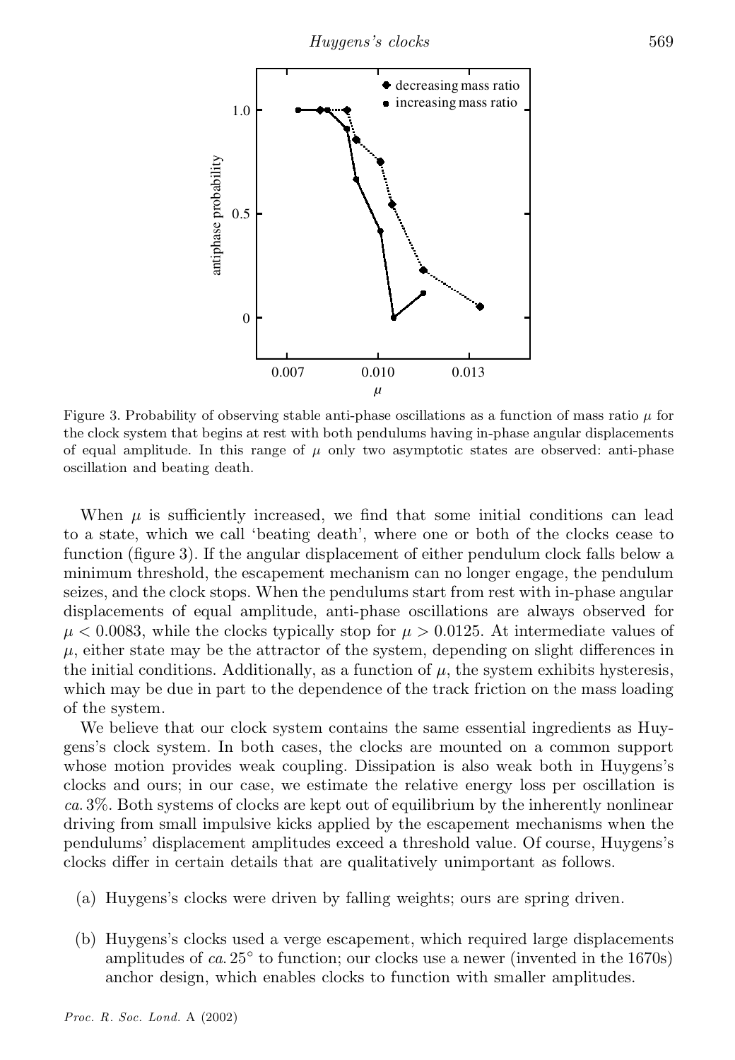Figure 3. Probability of observing stable anti-phase oscillations as a function of mass ratio $\mu$ for the clock system that begins at rest with both pendulums having in-phase angular displacements of equal amplitude. In this range of $\mu$ only two asymptotic states are observed: anti-phase oscillation and beating death.

When $\mu$ is sufficiently increased, we find that some initial conditions can lead to a state, which we call 'beating death', where one or both of the clocks cease to function (figure 3). If the angular displacement of either pendulum clock falls below a minimum threshold, the escapement mechanism can no longer engage, the pendulum seizes, and the clock stops. When the pendulums start from rest with in-phase angular displacements of equal amplitude, anti-phase oscillations are always observed for $\mu < 0.0083$, while the clocks typically stop for $\mu > 0.0125$. At intermediate values of $\mu$, either state may be the attractor of the system, depending on slight differences in the initial conditions. Additionally, as a function of $\mu$, the system exhibits hysteresis, which may be due in part to the dependence of the track friction on the mass loading of the system.

We believe that our clock system contains the same essential ingredients as Huygens's clock system. In both cases, the clocks are mounted on a common support whose motion provides weak coupling. Dissipation is also weak both in Huygens's clocks and ours; in our case, we estimate the relative energy loss per oscillation is *ca.* 3%. Both systems of clocks are kept out of equilibrium by the inherently nonlinear driving from small impulsive kicks applied by the escapement mechanisms when the pendulums' displacement amplitudes exceed a threshold value. Of course, Huygens's clocks differ in certain details that are qualitatively unimportant as follows.

(a) Huygens's clocks were driven by falling weights; ours are spring driven.

(b) Huygens's clocks used a verge escapement, which required large displacements amplitudes of *ca.* 25° to function; our clocks use a newer (invented in the 1670s) anchor design, which enables clocks to function with smaller amplitudes.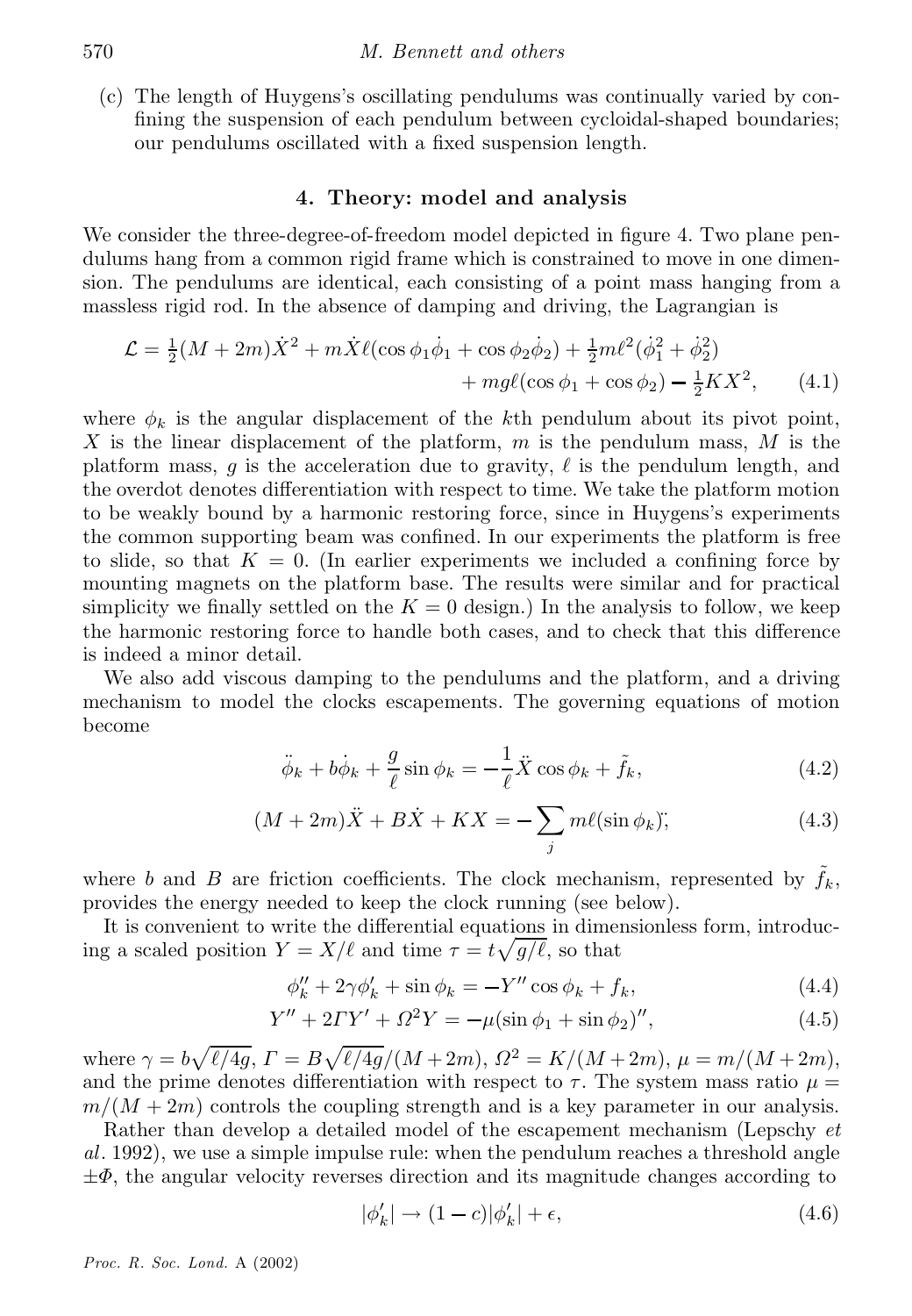(c) The length of Huygens's oscillating pendulums was continually varied by confining the suspension of each pendulum between cycloidal-shaped boundaries; our pendulums oscillated with a fixed suspension length.

## 4. Theory: model and analysis

We consider the three-degree-of-freedom model depicted in figure 4. Two plane pendulums hang from a common rigid frame which is constrained to move in one dimension. The pendulums are identical, each consisting of a point mass hanging from a massless rigid rod. In the absence of damping and driving, the Lagrangian is

$$\mathcal{L} = \tfrac{1}{2}(M+2m)\dot{X}^2 + m\dot{X}\ell(\cos\phi_1\dot{\phi}_1 + \cos\phi_2\dot{\phi}_2) + \tfrac{1}{2}m\ell^2(\dot{\phi}_1^2 + \dot{\phi}_2^2) + mg\ell(\cos\phi_1 + \cos\phi_2) - \tfrac{1}{2}KX^2, \tag{4.1}$$

where $\phi_k$ is the angular displacement of the $k$th pendulum about its pivot point, $X$ is the linear displacement of the platform, $m$ is the pendulum mass, $M$ is the platform mass, $g$ is the acceleration due to gravity, $\ell$ is the pendulum length, and the overdot denotes differentiation with respect to time. We take the platform motion to be weakly bound by a harmonic restoring force, since in Huygens's experiments the common supporting beam was confined. In our experiments the platform is free to slide, so that $K = 0$. (In earlier experiments we included a confining force by mounting magnets on the platform base. The results were similar and for practical simplicity we finally settled on the $K = 0$ design.) In the analysis to follow, we keep the harmonic restoring force to handle both cases, and to check that this difference is indeed a minor detail.

We also add viscous damping to the pendulums and the platform, and a driving mechanism to model the clocks escapements. The governing equations of motion become

$$\ddot{\phi}_k + b\dot{\phi}_k + \frac{g}{\ell}\sin\phi_k = -\frac{1}{\ell}\ddot{X}\cos\phi_k + \tilde{f}_k, \tag{4.2}$$

$$(M+2m)\ddot{X} + B\dot{X} + KX = -\sum_j m\ell(\sin\phi_k)\ddot{}, \tag{4.3}$$

where $b$ and $B$ are friction coefficients. The clock mechanism, represented by $\tilde{f}_k$, provides the energy needed to keep the clock running (see below).

It is convenient to write the differential equations in dimensionless form, introducing a scaled position $Y = X/\ell$ and time $\tau = t\sqrt{g/\ell}$, so that

$$\phi_k'' + 2\gamma\phi_k' + \sin\phi_k = -Y''\cos\phi_k + f_k, \tag{4.4}$$

$$Y'' + 2\Gamma Y' + \Omega^2 Y = -\mu(\sin\phi_1 + \sin\phi_2)'', \tag{4.5}$$

where $\gamma = b\sqrt{\ell/4g}$, $\Gamma = B\sqrt{\ell/4g}/(M+2m)$, $\Omega^2 = K/(M+2m)$, $\mu = m/(M+2m)$, and the prime denotes differentiation with respect to $\tau$. The system mass ratio $\mu = m/(M+2m)$ controls the coupling strength and is a key parameter in our analysis.

Rather than develop a detailed model of the escapement mechanism (Lepschy *et al*. 1992), we use a simple impulse rule: when the pendulum reaches a threshold angle $\pm\Phi$, the angular velocity reverses direction and its magnitude changes according to

$$|\phi_k'| \to (1-c)|\phi_k'| + \epsilon, \tag{4.6}$$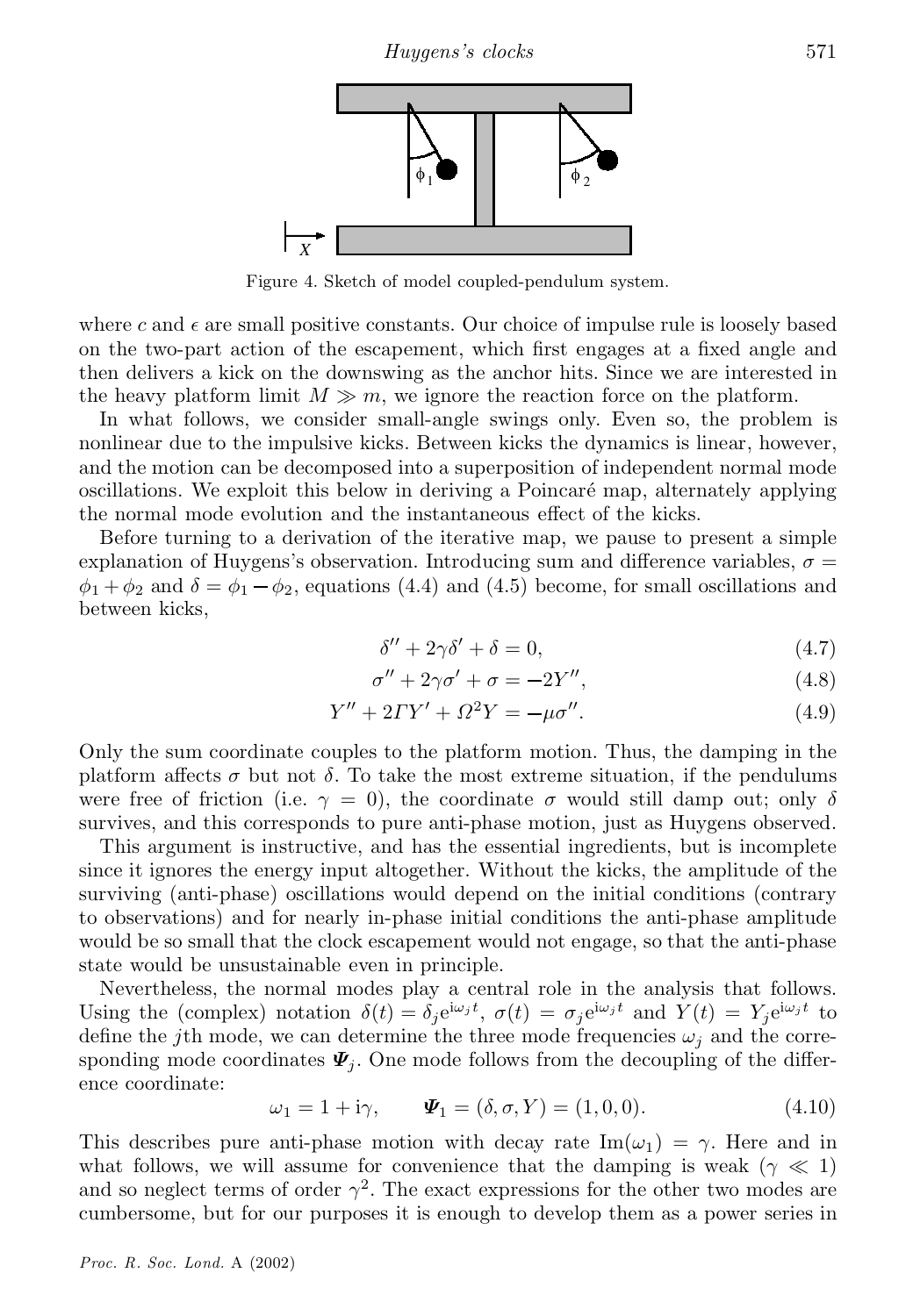Figure 4. Sketch of model coupled-pendulum system.

where $c$ and $\epsilon$ are small positive constants. Our choice of impulse rule is loosely based on the two-part action of the escapement, which first engages at a fixed angle and then delivers a kick on the downswing as the anchor hits. Since we are interested in the heavy platform limit $M \gg m$, we ignore the reaction force on the platform.

In what follows, we consider small-angle swings only. Even so, the problem is nonlinear due to the impulsive kicks. Between kicks the dynamics is linear, however, and the motion can be decomposed into a superposition of independent normal mode oscillations. We exploit this below in deriving a Poincaré map, alternately applying the normal mode evolution and the instantaneous effect of the kicks.

Before turning to a derivation of the iterative map, we pause to present a simple explanation of Huygens's observation. Introducing sum and difference variables, $\sigma = \phi_1 + \phi_2$ and $\delta = \phi_1 - \phi_2$, equations (4.4) and (4.5) become, for small oscillations and between kicks,

$$\delta'' + 2\gamma\delta' + \delta = 0, \tag{4.7}$$

$$\sigma'' + 2\gamma\sigma' + \sigma = -2Y'', \tag{4.8}$$

$$Y'' + 2\Gamma Y' + \Omega^2 Y = -\mu\sigma''. \tag{4.9}$$

Only the sum coordinate couples to the platform motion. Thus, the damping in the platform affects $\sigma$ but not $\delta$. To take the most extreme situation, if the pendulums were free of friction (i.e. $\gamma = 0$), the coordinate $\sigma$ would still damp out; only $\delta$ survives, and this corresponds to pure anti-phase motion, just as Huygens observed.

This argument is instructive, and has the essential ingredients, but is incomplete since it ignores the energy input altogether. Without the kicks, the amplitude of the surviving (anti-phase) oscillations would depend on the initial conditions (contrary to observations) and for nearly in-phase initial conditions the anti-phase amplitude would be so small that the clock escapement would not engage, so that the anti-phase state would be unsustainable even in principle.

Nevertheless, the normal modes play a central role in the analysis that follows. Using the (complex) notation $\delta(t) = \delta_j \mathrm{e}^{\mathrm{i}\omega_j t}$, $\sigma(t) = \sigma_j \mathrm{e}^{\mathrm{i}\omega_j t}$ and $Y(t) = Y_j \mathrm{e}^{\mathrm{i}\omega_j t}$ to define the $j$th mode, we can determine the three mode frequencies $\omega_j$ and the corresponding mode coordinates $\boldsymbol{\Psi}_j$. One mode follows from the decoupling of the difference coordinate:

$$\omega_1 = 1 + \mathrm{i}\gamma, \qquad \boldsymbol{\Psi}_1 = (\delta, \sigma, Y) = (1, 0, 0). \tag{4.10}$$

This describes pure anti-phase motion with decay rate $\mathrm{Im}(\omega_1) = \gamma$. Here and in what follows, we will assume for convenience that the damping is weak ($\gamma \ll 1$) and so neglect terms of order $\gamma^2$. The exact expressions for the other two modes are cumbersome, but for our purposes it is enough to develop them as a power series in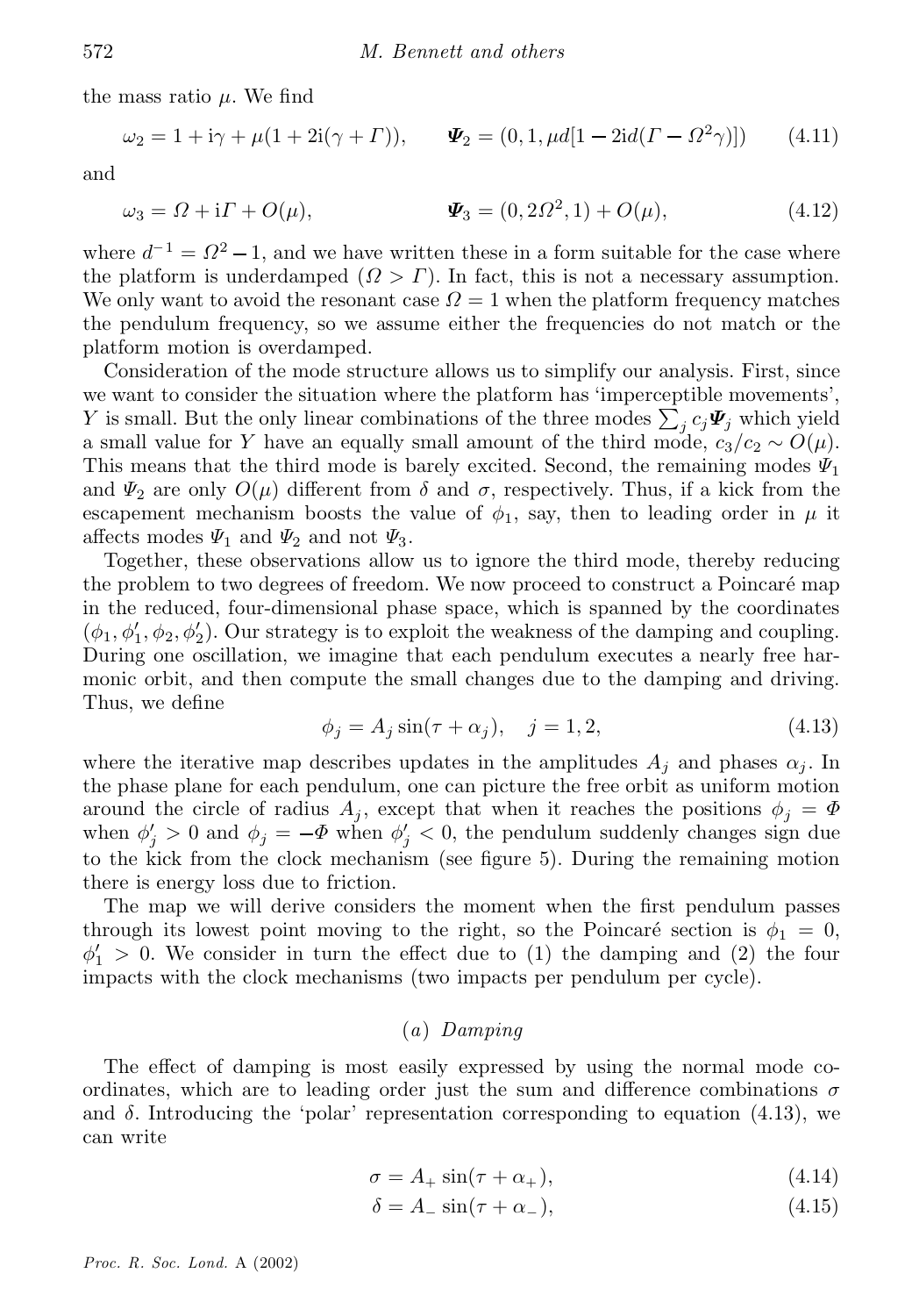the mass ratio $\mu$. We find

$$\omega_2 = 1 + \mathrm{i}\gamma + \mu(1 + 2\mathrm{i}(\gamma + \Gamma)), \qquad \boldsymbol{\Psi}_2 = (0, 1, \mu d[1 - 2\mathrm{i}d(\Gamma - \Omega^2\gamma)]) \tag{4.11}$$

and

$$\omega_3 = \Omega + \mathrm{i}\Gamma + O(\mu), \qquad \boldsymbol{\Psi}_3 = (0, 2\Omega^2, 1) + O(\mu), \tag{4.12}$$

where $d^{-1} = \Omega^2 - 1$, and we have written these in a form suitable for the case where the platform is underdamped ($\Omega > \Gamma$). In fact, this is not a necessary assumption. We only want to avoid the resonant case $\Omega = 1$ when the platform frequency matches the pendulum frequency, so we assume either the frequencies do not match or the platform motion is overdamped.

Consideration of the mode structure allows us to simplify our analysis. First, since we want to consider the situation where the platform has 'imperceptible movements', $Y$ is small. But the only linear combinations of the three modes $\sum_j c_j \boldsymbol{\Psi}_j$ which yield a small value for $Y$ have an equally small amount of the third mode, $c_3/c_2 \sim O(\mu)$. This means that the third mode is barely excited. Second, the remaining modes $\Psi_1$ and $\Psi_2$ are only $O(\mu)$ different from $\delta$ and $\sigma$, respectively. Thus, if a kick from the escapement mechanism boosts the value of $\phi_1$, say, then to leading order in $\mu$ it affects modes $\Psi_1$ and $\Psi_2$ and not $\Psi_3$.

Together, these observations allow us to ignore the third mode, thereby reducing the problem to two degrees of freedom. We now proceed to construct a Poincaré map in the reduced, four-dimensional phase space, which is spanned by the coordinates $(\phi_1, \phi_1', \phi_2, \phi_2')$. Our strategy is to exploit the weakness of the damping and coupling. During one oscillation, we imagine that each pendulum executes a nearly free harmonic orbit, and then compute the small changes due to the damping and driving. Thus, we define

$$\phi_j = A_j \sin(\tau + \alpha_j), \quad j = 1, 2, \tag{4.13}$$

where the iterative map describes updates in the amplitudes $A_j$ and phases $\alpha_j$. In the phase plane for each pendulum, one can picture the free orbit as uniform motion around the circle of radius $A_j$, except that when it reaches the positions $\phi_j = \Phi$ when $\phi_j' > 0$ and $\phi_j = -\Phi$ when $\phi_j' < 0$, the pendulum suddenly changes sign due to the kick from the clock mechanism (see figure 5). During the remaining motion there is energy loss due to friction.

The map we will derive considers the moment when the first pendulum passes through its lowest point moving to the right, so the Poincaré section is $\phi_1 = 0$, $\phi_1' > 0$. We consider in turn the effect due to (1) the damping and (2) the four impacts with the clock mechanisms (two impacts per pendulum per cycle).

### (a) *Damping*

The effect of damping is most easily expressed by using the normal mode coordinates, which are to leading order just the sum and difference combinations $\sigma$ and $\delta$. Introducing the 'polar' representation corresponding to equation (4.13), we can write

$$\sigma = A_+ \sin(\tau + \alpha_+), \tag{4.14}$$

$$\delta = A_- \sin(\tau + \alpha_-), \tag{4.15}$$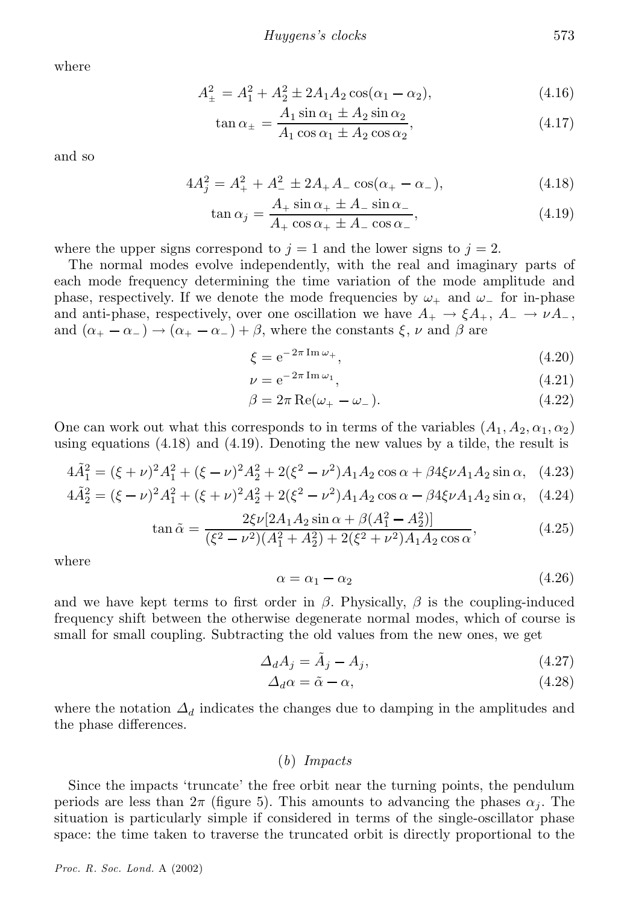where

$$A_{\pm}^2 = A_1^2 + A_2^2 \pm 2A_1 A_2 \cos(\alpha_1 - \alpha_2), \tag{4.16}$$

$$\tan \alpha_{\pm} = \frac{A_1 \sin \alpha_1 \pm A_2 \sin \alpha_2}{A_1 \cos \alpha_1 \pm A_2 \cos \alpha_2}, \tag{4.17}$$

and so

$$4A_j^2 = A_+^2 + A_-^2 \pm 2A_+ A_- \cos(\alpha_+ - \alpha_-), \tag{4.18}$$

$$\tan \alpha_j = \frac{A_+ \sin \alpha_+ \pm A_- \sin \alpha_-}{A_+ \cos \alpha_+ \pm A_- \cos \alpha_-}, \tag{4.19}$$

where the upper signs correspond to $j = 1$ and the lower signs to $j = 2$.

The normal modes evolve independently, with the real and imaginary parts of each mode frequency determining the time variation of the mode amplitude and phase, respectively. If we denote the mode frequencies by $\omega_+$ and $\omega_-$ for in-phase and anti-phase, respectively, over one oscillation we have $A_+ \to \xi A_+$, $A_- \to \nu A_-$, and $(\alpha_+ - \alpha_-) \to (\alpha_+ - \alpha_-) + \beta$, where the constants $\xi$, $\nu$ and $\beta$ are

$$\xi = \mathrm{e}^{-2\pi \operatorname{Im} \omega_+}, \tag{4.20}$$

$$\nu = \mathrm{e}^{-2\pi \operatorname{Im} \omega_1}, \tag{4.21}$$

$$\beta = 2\pi \operatorname{Re}(\omega_+ - \omega_-). \tag{4.22}$$

One can work out what this corresponds to in terms of the variables $(A_1, A_2, \alpha_1, \alpha_2)$ using equations (4.18) and (4.19). Denoting the new values by a tilde, the result is

$$4\tilde{A}_1^2 = (\xi + \nu)^2 A_1^2 + (\xi - \nu)^2 A_2^2 + 2(\xi^2 - \nu^2) A_1 A_2 \cos \alpha + \beta 4 \xi \nu A_1 A_2 \sin \alpha, \tag{4.23}$$

$$4\tilde{A}_2^2 = (\xi - \nu)^2 A_1^2 + (\xi + \nu)^2 A_2^2 + 2(\xi^2 - \nu^2) A_1 A_2 \cos \alpha - \beta 4 \xi \nu A_1 A_2 \sin \alpha, \tag{4.24}$$

$$\tan \tilde{\alpha} = \frac{2\xi\nu[2A_1 A_2 \sin \alpha + \beta(A_1^2 - A_2^2)]}{(\xi^2 - \nu^2)(A_1^2 + A_2^2) + 2(\xi^2 + \nu^2) A_1 A_2 \cos \alpha}, \tag{4.25}$$

where

$$\alpha = \alpha_1 - \alpha_2 \tag{4.26}$$

and we have kept terms to first order in $\beta$. Physically, $\beta$ is the coupling-induced frequency shift between the otherwise degenerate normal modes, which of course is small for small coupling. Subtracting the old values from the new ones, we get

$$\varDelta_d A_j = \tilde{A}_j - A_j, \tag{4.27}$$

$$\varDelta_d \alpha = \tilde{\alpha} - \alpha, \tag{4.28}$$

where the notation $\varDelta_d$ indicates the changes due to damping in the amplitudes and the phase differences.

### (b) *Impacts*

Since the impacts 'truncate' the free orbit near the turning points, the pendulum periods are less than $2\pi$ (figure 5). This amounts to advancing the phases $\alpha_j$. The situation is particularly simple if considered in terms of the single-oscillator phase space: the time taken to traverse the truncated orbit is directly proportional to the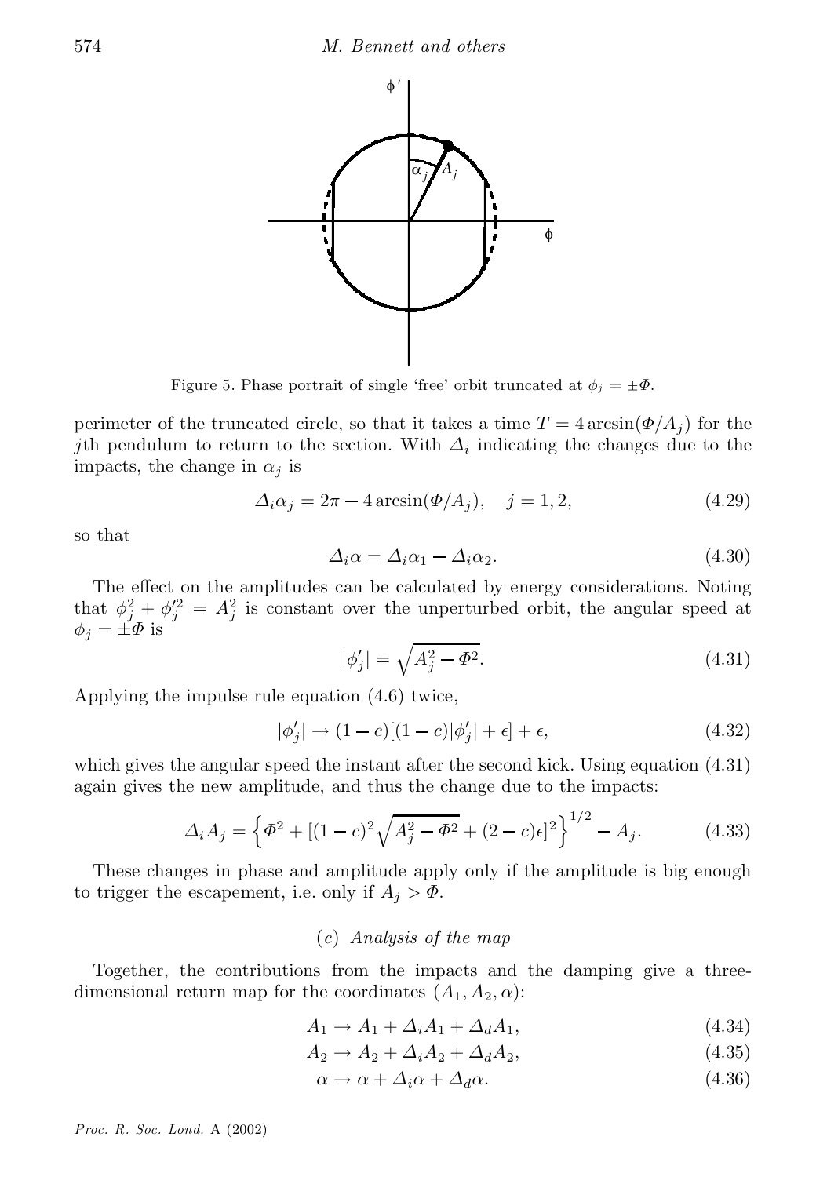Figure 5. Phase portrait of single 'free' orbit truncated at $\phi_j = \pm\Phi$.

perimeter of the truncated circle, so that it takes a time $T = 4\arcsin(\Phi/A_j)$ for the $j$th pendulum to return to the section. With $\Delta_i$ indicating the changes due to the impacts, the change in $\alpha_j$ is

$$\Delta_i \alpha_j = 2\pi - 4\arcsin(\Phi/A_j), \quad j = 1, 2, \tag{4.29}$$

so that

$$\Delta_i \alpha = \Delta_i \alpha_1 - \Delta_i \alpha_2. \tag{4.30}$$

The effect on the amplitudes can be calculated by energy considerations. Noting that $\phi_j^2 + \phi_j'^2 = A_j^2$ is constant over the unperturbed orbit, the angular speed at $\phi_j = \pm\Phi$ is

$$|\phi_j'| = \sqrt{A_j^2 - \Phi^2}. \tag{4.31}$$

Applying the impulse rule equation (4.6) twice,

$$|\phi_j'| \to (1-c)[(1-c)|\phi_j'| + \epsilon] + \epsilon, \tag{4.32}$$

which gives the angular speed the instant after the second kick. Using equation (4.31) again gives the new amplitude, and thus the change due to the impacts:

$$\Delta_i A_j = \left\{ \Phi^2 + [(1-c)^2\sqrt{A_j^2 - \Phi^2} + (2-c)\epsilon]^2 \right\}^{1/2} - A_j. \tag{4.33}$$

These changes in phase and amplitude apply only if the amplitude is big enough to trigger the escapement, i.e. only if $A_j > \Phi$.

### (c) *Analysis of the map*

Together, the contributions from the impacts and the damping give a three-dimensional return map for the coordinates $(A_1, A_2, \alpha)$:

$$A_1 \to A_1 + \Delta_i A_1 + \Delta_d A_1, \tag{4.34}$$

$$A_2 \to A_2 + \Delta_i A_2 + \Delta_d A_2, \tag{4.35}$$

$$\alpha \to \alpha + \Delta_i \alpha + \Delta_d \alpha. \tag{4.36}$$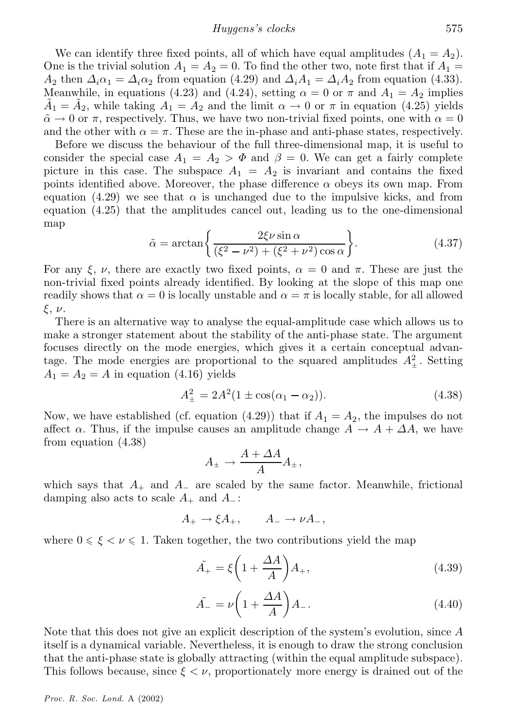We can identify three fixed points, all of which have equal amplitudes ($A_1 = A_2$). One is the trivial solution $A_1 = A_2 = 0$. To find the other two, note first that if $A_1 = A_2$ then $\Delta_i\alpha_1 = \Delta_i\alpha_2$ from equation (4.29) and $\Delta_i A_1 = \Delta_i A_2$ from equation (4.33). Meanwhile, in equations (4.23) and (4.24), setting $\alpha = 0$ or $\pi$ and $A_1 = A_2$ implies $\tilde{A}_1 = \tilde{A}_2$, while taking $A_1 = A_2$ and the limit $\alpha \to 0$ or $\pi$ in equation (4.25) yields $\tilde{\alpha} \to 0$ or $\pi$, respectively. Thus, we have two non-trivial fixed points, one with $\alpha = 0$ and the other with $\alpha = \pi$. These are the in-phase and anti-phase states, respectively.

Before we discuss the behaviour of the full three-dimensional map, it is useful to consider the special case $A_1 = A_2 > \Phi$ and $\beta = 0$. We can get a fairly complete picture in this case. The subspace $A_1 = A_2$ is invariant and contains the fixed points identified above. Moreover, the phase difference $\alpha$ obeys its own map. From equation (4.29) we see that $\alpha$ is unchanged due to the impulsive kicks, and from equation (4.25) that the amplitudes cancel out, leading us to the one-dimensional map

$$\tilde{\alpha} = \arctan\left\{\frac{2\xi\nu\sin\alpha}{(\xi^2 - \nu^2) + (\xi^2 + \nu^2)\cos\alpha}\right\}. \tag{4.37}$$

For any $\xi$, $\nu$, there are exactly two fixed points, $\alpha = 0$ and $\pi$. These are just the non-trivial fixed points already identified. By looking at the slope of this map one readily shows that $\alpha = 0$ is locally unstable and $\alpha = \pi$ is locally stable, for all allowed $\xi$, $\nu$.

There is an alternative way to analyse the equal-amplitude case which allows us to make a stronger statement about the stability of the anti-phase state. The argument focuses directly on the mode energies, which gives it a certain conceptual advantage. The mode energies are proportional to the squared amplitudes $A_\pm^2$. Setting $A_1 = A_2 = A$ in equation (4.16) yields

$$A_\pm^2 = 2A^2(1 \pm \cos(\alpha_1 - \alpha_2)). \tag{4.38}$$

Now, we have established (cf. equation (4.29)) that if $A_1 = A_2$, the impulses do not affect $\alpha$. Thus, if the impulse causes an amplitude change $A \to A + \Delta A$, we have from equation (4.38)

$$A_\pm \to \frac{A + \Delta A}{A} A_\pm,$$

which says that $A_+$ and $A_-$ are scaled by the same factor. Meanwhile, frictional damping also acts to scale $A_+$ and $A_-$:

$$A_+ \to \xi A_+, \qquad A_- \to \nu A_-,$$

where $0 \leqslant \xi < \nu \leqslant 1$. Taken together, the two contributions yield the map

$$\tilde{A_+} = \xi\left(1 + \frac{\Delta A}{A}\right)A_+, \tag{4.39}$$

$$\tilde{A_-} = \nu\left(1 + \frac{\Delta A}{A}\right)A_-. \tag{4.40}$$

Note that this does not give an explicit description of the system's evolution, since $A$ itself is a dynamical variable. Nevertheless, it is enough to draw the strong conclusion that the anti-phase state is globally attracting (within the equal amplitude subspace). This follows because, since $\xi < \nu$, proportionately more energy is drained out of the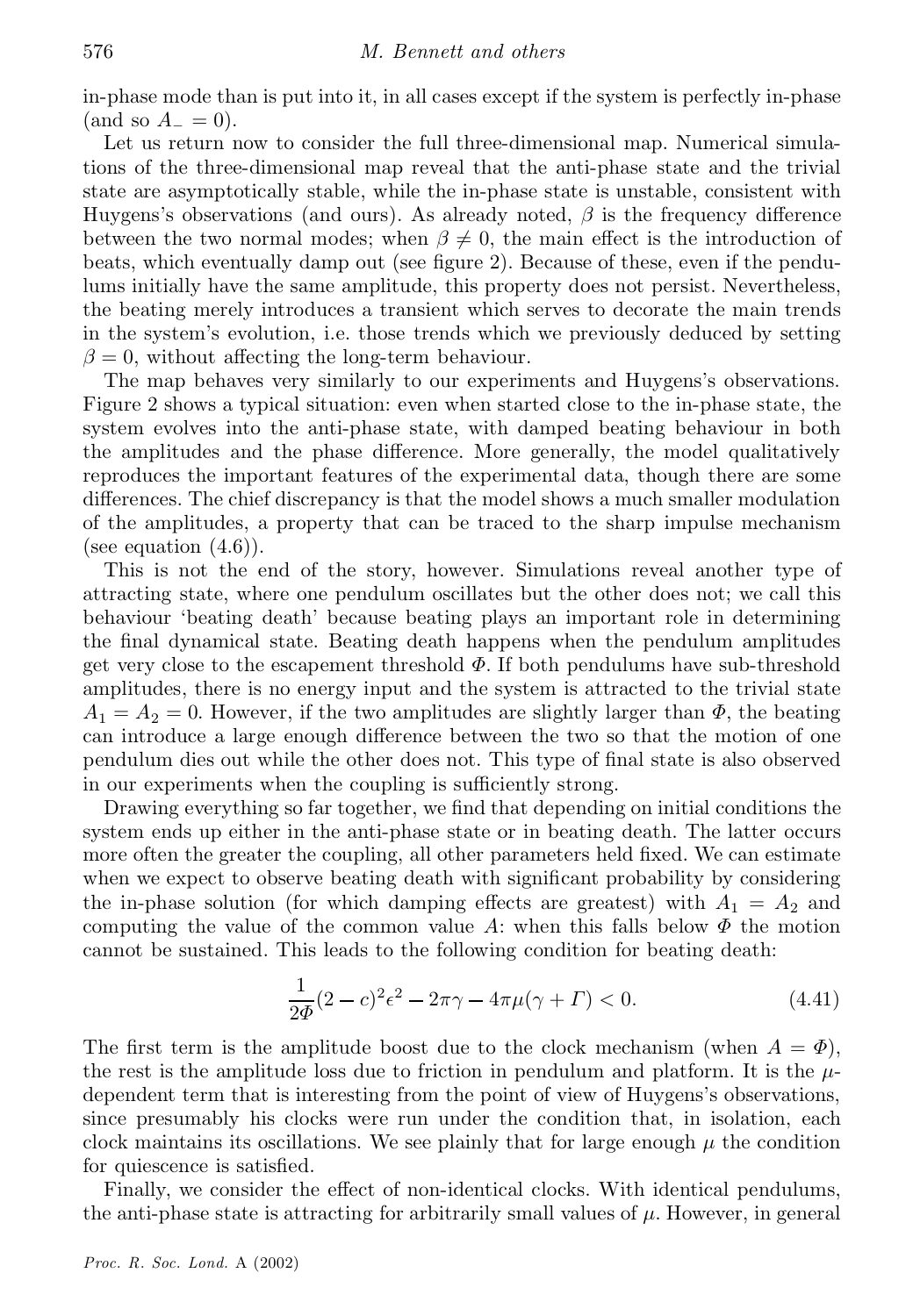in-phase mode than is put into it, in all cases except if the system is perfectly in-phase (and so $A_- = 0$).

Let us return now to consider the full three-dimensional map. Numerical simulations of the three-dimensional map reveal that the anti-phase state and the trivial state are asymptotically stable, while the in-phase state is unstable, consistent with Huygens's observations (and ours). As already noted, $\beta$ is the frequency difference between the two normal modes; when $\beta \neq 0$, the main effect is the introduction of beats, which eventually damp out (see figure 2). Because of these, even if the pendulums initially have the same amplitude, this property does not persist. Nevertheless, the beating merely introduces a transient which serves to decorate the main trends in the system's evolution, i.e. those trends which we previously deduced by setting $\beta = 0$, without affecting the long-term behaviour.

The map behaves very similarly to our experiments and Huygens's observations. Figure 2 shows a typical situation: even when started close to the in-phase state, the system evolves into the anti-phase state, with damped beating behaviour in both the amplitudes and the phase difference. More generally, the model qualitatively reproduces the important features of the experimental data, though there are some differences. The chief discrepancy is that the model shows a much smaller modulation of the amplitudes, a property that can be traced to the sharp impulse mechanism (see equation (4.6)).

This is not the end of the story, however. Simulations reveal another type of attracting state, where one pendulum oscillates but the other does not; we call this behaviour 'beating death' because beating plays an important role in determining the final dynamical state. Beating death happens when the pendulum amplitudes get very close to the escapement threshold $\Phi$. If both pendulums have sub-threshold amplitudes, there is no energy input and the system is attracted to the trivial state $A_1 = A_2 = 0$. However, if the two amplitudes are slightly larger than $\Phi$, the beating can introduce a large enough difference between the two so that the motion of one pendulum dies out while the other does not. This type of final state is also observed in our experiments when the coupling is sufficiently strong.

Drawing everything so far together, we find that depending on initial conditions the system ends up either in the anti-phase state or in beating death. The latter occurs more often the greater the coupling, all other parameters held fixed. We can estimate when we expect to observe beating death with significant probability by considering the in-phase solution (for which damping effects are greatest) with $A_1 = A_2$ and computing the value of the common value $A$: when this falls below $\Phi$ the motion cannot be sustained. This leads to the following condition for beating death:

$$\frac{1}{2\Phi}(2-c)^2\epsilon^2 - 2\pi\gamma - 4\pi\mu(\gamma + \Gamma) < 0. \tag{4.41}$$

The first term is the amplitude boost due to the clock mechanism (when $A = \Phi$), the rest is the amplitude loss due to friction in pendulum and platform. It is the $\mu$-dependent term that is interesting from the point of view of Huygens's observations, since presumably his clocks were run under the condition that, in isolation, each clock maintains its oscillations. We see plainly that for large enough $\mu$ the condition for quiescence is satisfied.

Finally, we consider the effect of non-identical clocks. With identical pendulums, the anti-phase state is attracting for arbitrarily small values of $\mu$. However, in general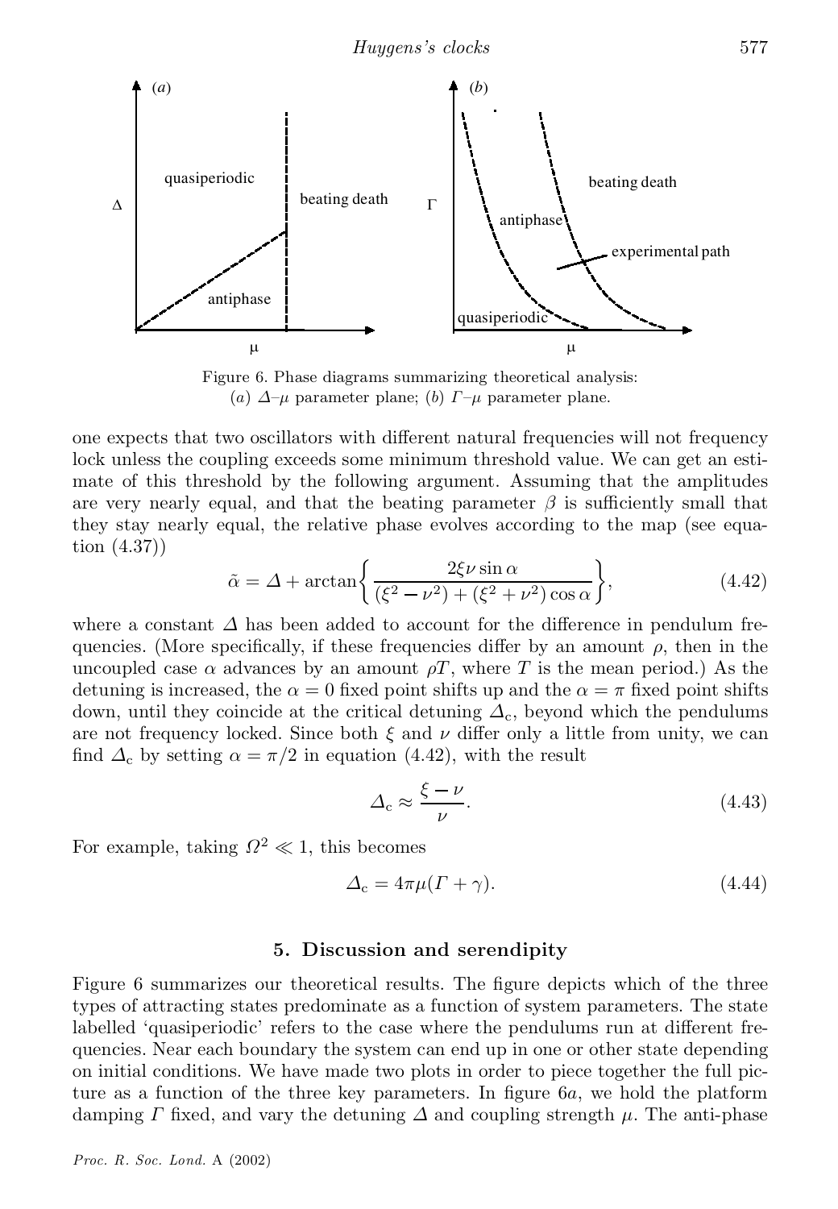Figure 6. Phase diagrams summarizing theoretical analysis: (*a*) $\Delta$–$\mu$ parameter plane; (*b*) $\Gamma$–$\mu$ parameter plane.

one expects that two oscillators with different natural frequencies will not frequency lock unless the coupling exceeds some minimum threshold value. We can get an estimate of this threshold by the following argument. Assuming that the amplitudes are very nearly equal, and that the beating parameter $\beta$ is sufficiently small that they stay nearly equal, the relative phase evolves according to the map (see equation (4.37))

$$\tilde{\alpha} = \Delta + \arctan\left\{\frac{2\xi\nu\sin\alpha}{(\xi^2 - \nu^2) + (\xi^2 + \nu^2)\cos\alpha}\right\}, \tag{4.42}$$

where a constant $\Delta$ has been added to account for the difference in pendulum frequencies. (More specifically, if these frequencies differ by an amount $\rho$, then in the uncoupled case $\alpha$ advances by an amount $\rho T$, where $T$ is the mean period.) As the detuning is increased, the $\alpha = 0$ fixed point shifts up and the $\alpha = \pi$ fixed point shifts down, until they coincide at the critical detuning $\Delta_c$, beyond which the pendulums are not frequency locked. Since both $\xi$ and $\nu$ differ only a little from unity, we can find $\Delta_c$ by setting $\alpha = \pi/2$ in equation (4.42), with the result

$$\Delta_c \approx \frac{\xi - \nu}{\nu}. \tag{4.43}$$

For example, taking $\Omega^2 \ll 1$, this becomes

$$\Delta_c = 4\pi\mu(\Gamma + \gamma). \tag{4.44}$$

## 5. Discussion and serendipity

Figure 6 summarizes our theoretical results. The figure depicts which of the three types of attracting states predominate as a function of system parameters. The state labelled 'quasiperiodic' refers to the case where the pendulums run at different frequencies. Near each boundary the system can end up in one or other state depending on initial conditions. We have made two plots in order to piece together the full picture as a function of the three key parameters. In figure 6*a*, we hold the platform damping $\Gamma$ fixed, and vary the detuning $\Delta$ and coupling strength $\mu$. The anti-phase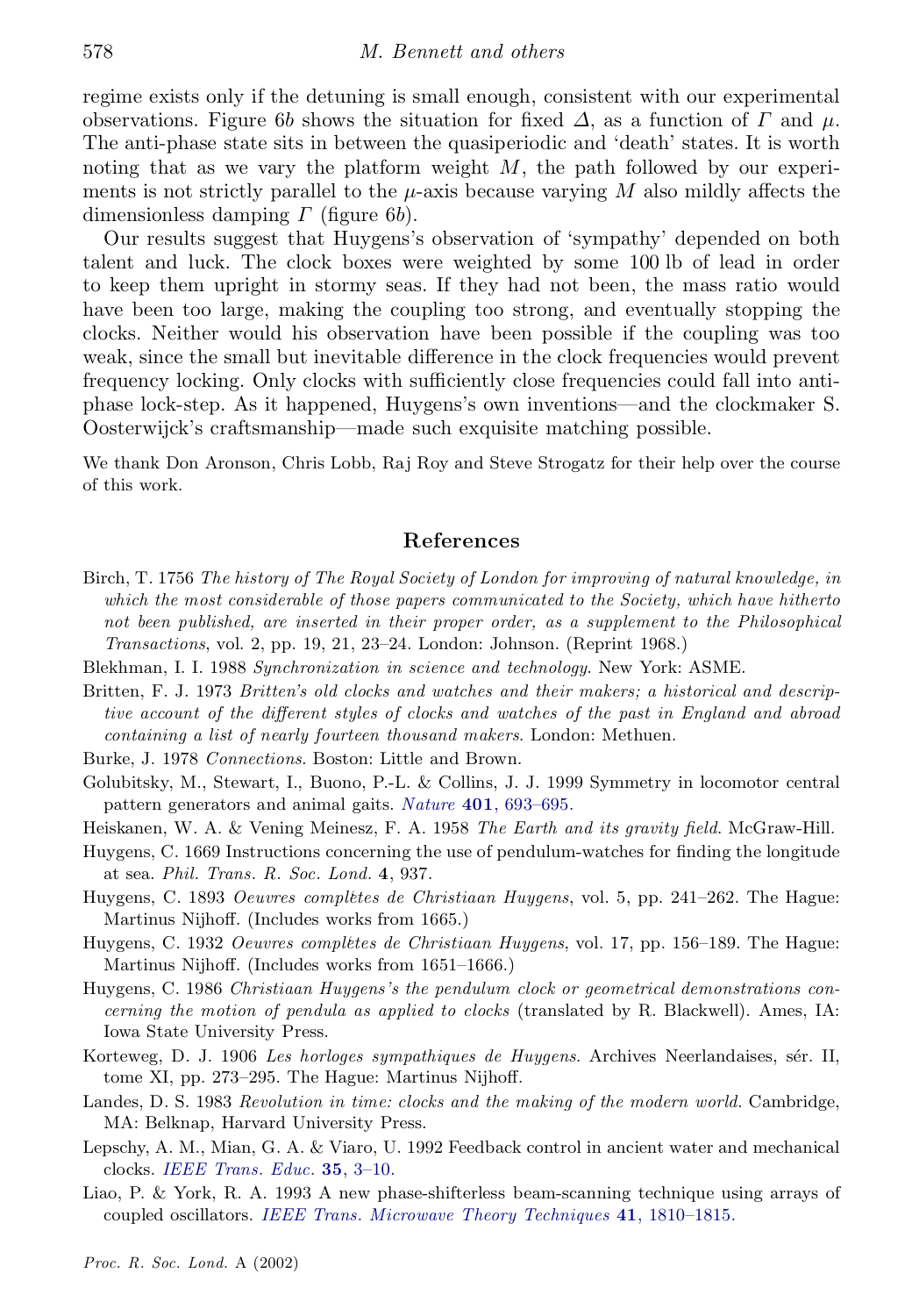regime exists only if the detuning is small enough, consistent with our experimental observations. Figure 6*b* shows the situation for fixed $\Delta$, as a function of $\Gamma$ and $\mu$. The anti-phase state sits in between the quasiperiodic and 'death' states. It is worth noting that as we vary the platform weight $M$, the path followed by our experiments is not strictly parallel to the $\mu$-axis because varying $M$ also mildly affects the dimensionless damping $\Gamma$ (figure 6*b*).

Our results suggest that Huygens's observation of 'sympathy' depended on both talent and luck. The clock boxes were weighted by some 100 lb of lead in order to keep them upright in stormy seas. If they had not been, the mass ratio would have been too large, making the coupling too strong, and eventually stopping the clocks. Neither would his observation have been possible if the coupling was too weak, since the small but inevitable difference in the clock frequencies would prevent frequency locking. Only clocks with sufficiently close frequencies could fall into anti-phase lock-step. As it happened, Huygens's own inventions—and the clockmaker S. Oosterwijck's craftsmanship—made such exquisite matching possible.

We thank Don Aronson, Chris Lobb, Raj Roy and Steve Strogatz for their help over the course of this work.

## References

Birch, T. 1756 *The history of The Royal Society of London for improving of natural knowledge, in which the most considerable of those papers communicated to the Society, which have hitherto not been published, are inserted in their proper order, as a supplement to the Philosophical Transactions*, vol. 2, pp. 19, 21, 23–24. London: Johnson. (Reprint 1968.)

Blekhman, I. I. 1988 *Synchronization in science and technology*. New York: ASME.

Britten, F. J. 1973 *Britten's old clocks and watches and their makers; a historical and descriptive account of the different styles of clocks and watches of the past in England and abroad containing a list of nearly fourteen thousand makers*. London: Methuen.

Burke, J. 1978 *Connections*. Boston: Little and Brown.

Golubitsky, M., Stewart, I., Buono, P.-L. & Collins, J. J. 1999 Symmetry in locomotor central pattern generators and animal gaits. *Nature* **401**, 693–695.

Heiskanen, W. A. & Vening Meinesz, F. A. 1958 *The Earth and its gravity field*. McGraw-Hill.

Huygens, C. 1669 Instructions concerning the use of pendulum-watches for finding the longitude at sea. *Phil. Trans. R. Soc. Lond.* **4**, 937.

Huygens, C. 1893 *Oeuvres complètes de Christiaan Huygens*, vol. 5, pp. 241–262. The Hague: Martinus Nijhoff. (Includes works from 1665.)

Huygens, C. 1932 *Oeuvres complètes de Christiaan Huygens*, vol. 17, pp. 156–189. The Hague: Martinus Nijhoff. (Includes works from 1651–1666.)

Huygens, C. 1986 *Christiaan Huygens's the pendulum clock or geometrical demonstrations concerning the motion of pendula as applied to clocks* (translated by R. Blackwell). Ames, IA: Iowa State University Press.

Korteweg, D. J. 1906 *Les horloges sympathiques de Huygens*. Archives Neerlandaises, sér. II, tome XI, pp. 273–295. The Hague: Martinus Nijhoff.

Landes, D. S. 1983 *Revolution in time: clocks and the making of the modern world*. Cambridge, MA: Belknap, Harvard University Press.

Lepschy, A. M., Mian, G. A. & Viaro, U. 1992 Feedback control in ancient water and mechanical clocks. *IEEE Trans. Educ.* **35**, 3–10.

Liao, P. & York, R. A. 1993 A new phase-shifterless beam-scanning technique using arrays of coupled oscillators. *IEEE Trans. Microwave Theory Techniques* **41**, 1810–1815.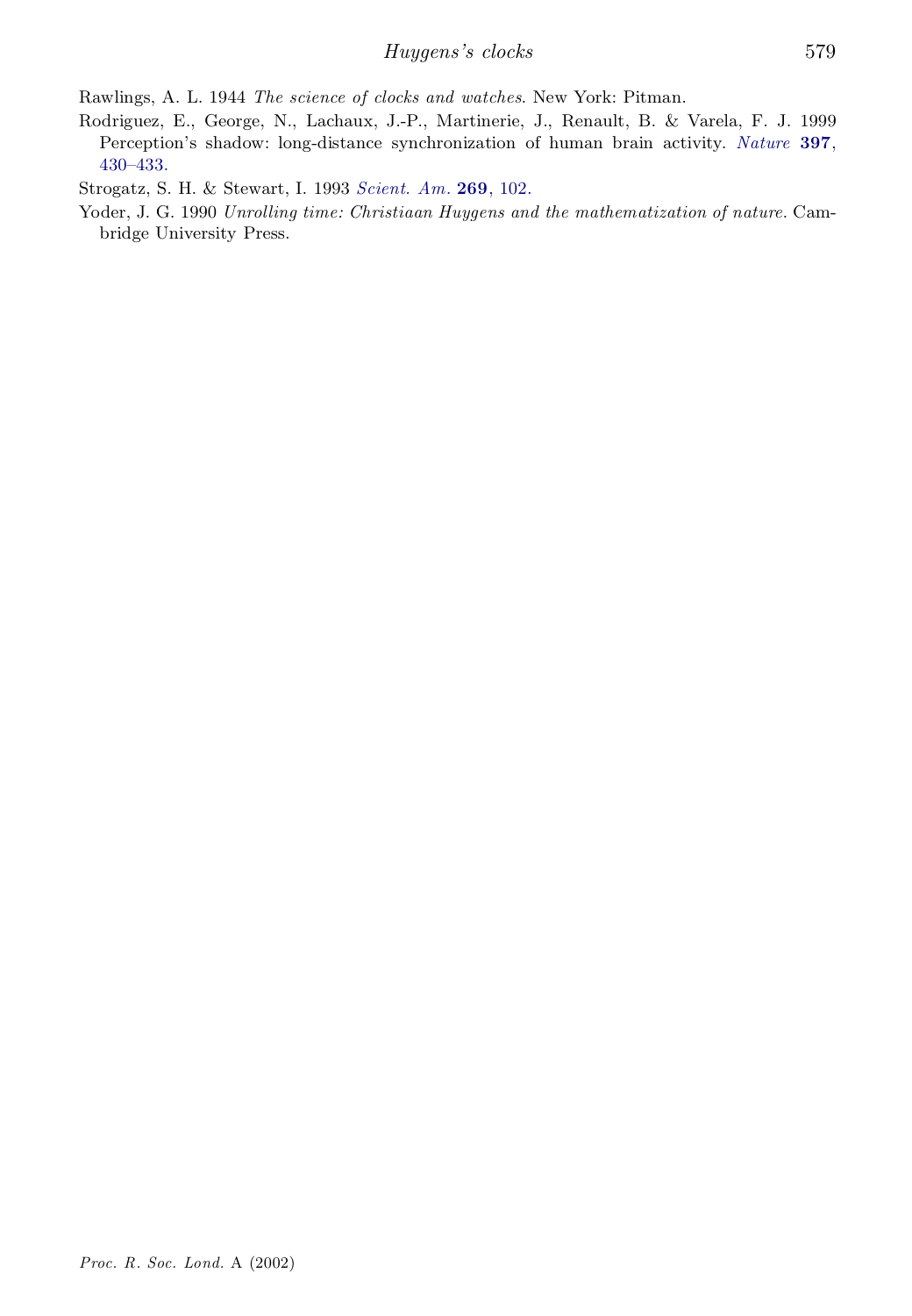Rawlings, A. L. 1944 *The science of clocks and watches*. New York: Pitman.

Rodriguez, E., George, N., Lachaux, J.-P., Martinerie, J., Renault, B. & Varela, F. J. 1999 Perception's shadow: long-distance synchronization of human brain activity. *Nature* **397**, 430–433.

Strogatz, S. H. & Stewart, I. 1993 *Scient. Am.* **269**, 102.

Yoder, J. G. 1990 *Unrolling time: Christiaan Huygens and the mathematization of nature*. Cambridge University Press.